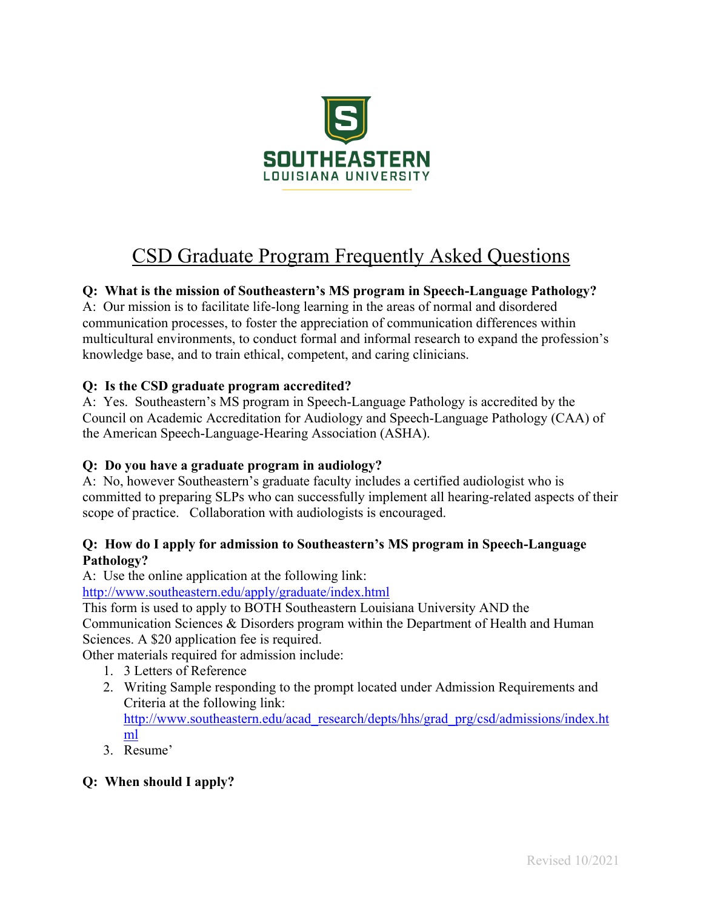# CSD Graduate Program Frequently Asked Questions

**Q: What is the mission of Southeastern's MS program in Speech-Language Pathology?**
A: Our mission is to facilitate life-long learning in the areas of normal and disordered communication processes, to foster the appreciation of communication differences within multicultural environments, to conduct formal and informal research to expand the profession's knowledge base, and to train ethical, competent, and caring clinicians.

**Q: Is the CSD graduate program accredited?**
A: Yes. Southeastern's MS program in Speech-Language Pathology is accredited by the Council on Academic Accreditation for Audiology and Speech-Language Pathology (CAA) of the American Speech-Language-Hearing Association (ASHA).

**Q: Do you have a graduate program in audiology?**
A: No, however Southeastern's graduate faculty includes a certified audiologist who is committed to preparing SLPs who can successfully implement all hearing-related aspects of their scope of practice. Collaboration with audiologists is encouraged.

**Q: How do I apply for admission to Southeastern's MS program in Speech-Language Pathology?**
A: Use the online application at the following link:
http://www.southeastern.edu/apply/graduate/index.html
This form is used to apply to BOTH Southeastern Louisiana University AND the Communication Sciences & Disorders program within the Department of Health and Human Sciences. A $20 application fee is required.
Other materials required for admission include:

1. 3 Letters of Reference
2. Writing Sample responding to the prompt located under Admission Requirements and Criteria at the following link: http://www.southeastern.edu/acad_research/depts/hhs/grad_prg/csd/admissions/index.html
3. Resume'

**Q: When should I apply?**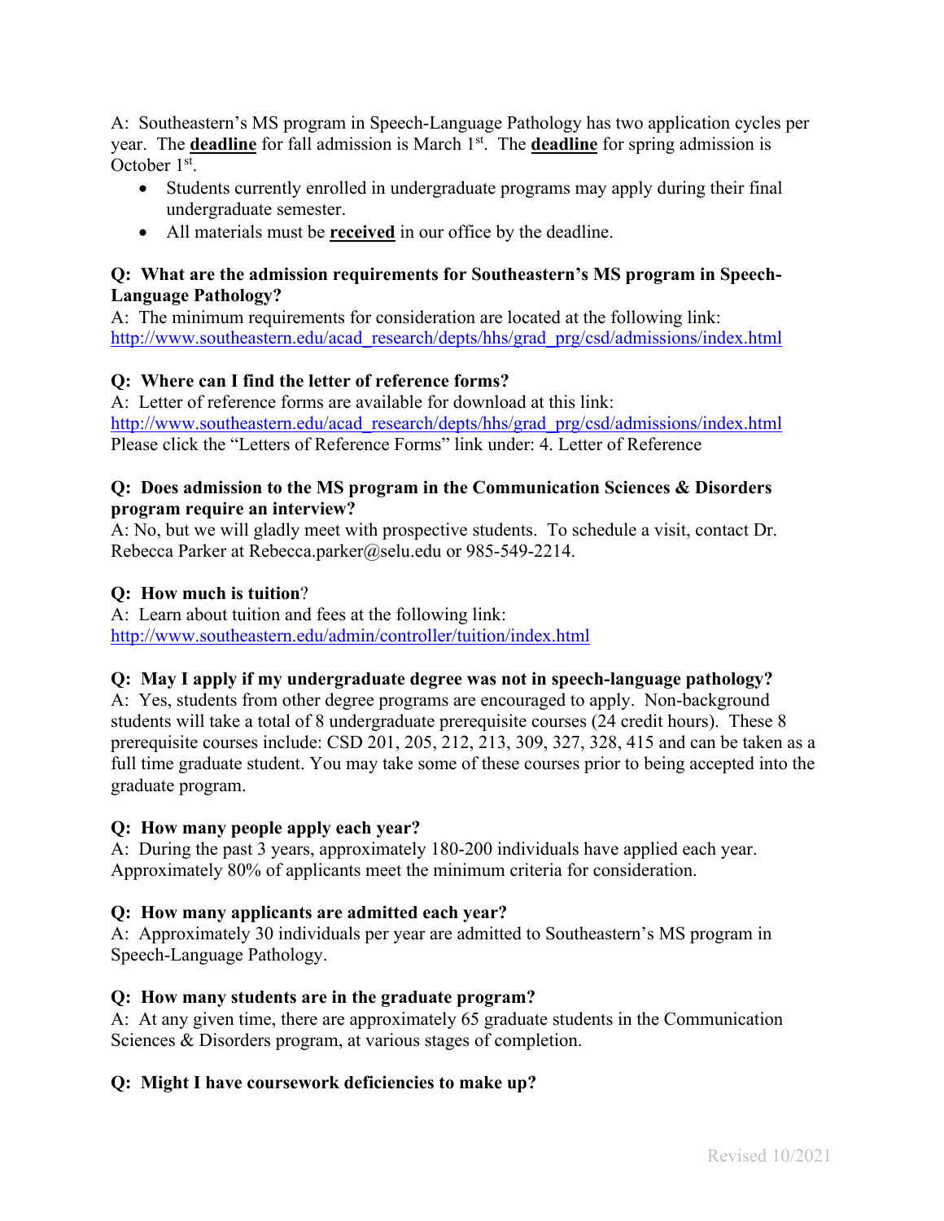A: Southeastern's MS program in Speech-Language Pathology has two application cycles per year. The **deadline** for fall admission is March 1st. The **deadline** for spring admission is October 1st.

- Students currently enrolled in undergraduate programs may apply during their final undergraduate semester.
- All materials must be **received** in our office by the deadline.

**Q: What are the admission requirements for Southeastern's MS program in Speech-Language Pathology?**
A: The minimum requirements for consideration are located at the following link:
http://www.southeastern.edu/acad_research/depts/hhs/grad_prg/csd/admissions/index.html

**Q: Where can I find the letter of reference forms?**
A: Letter of reference forms are available for download at this link:
http://www.southeastern.edu/acad_research/depts/hhs/grad_prg/csd/admissions/index.html
Please click the "Letters of Reference Forms" link under: 4. Letter of Reference

**Q: Does admission to the MS program in the Communication Sciences & Disorders program require an interview?**
A: No, but we will gladly meet with prospective students. To schedule a visit, contact Dr. Rebecca Parker at Rebecca.parker@selu.edu or 985-549-2214.

**Q: How much is tuition?**
A: Learn about tuition and fees at the following link:
http://www.southeastern.edu/admin/controller/tuition/index.html

**Q: May I apply if my undergraduate degree was not in speech-language pathology?**
A: Yes, students from other degree programs are encouraged to apply. Non-background students will take a total of 8 undergraduate prerequisite courses (24 credit hours). These 8 prerequisite courses include: CSD 201, 205, 212, 213, 309, 327, 328, 415 and can be taken as a full time graduate student. You may take some of these courses prior to being accepted into the graduate program.

**Q: How many people apply each year?**
A: During the past 3 years, approximately 180-200 individuals have applied each year. Approximately 80% of applicants meet the minimum criteria for consideration.

**Q: How many applicants are admitted each year?**
A: Approximately 30 individuals per year are admitted to Southeastern's MS program in Speech-Language Pathology.

**Q: How many students are in the graduate program?**
A: At any given time, there are approximately 65 graduate students in the Communication Sciences & Disorders program, at various stages of completion.

**Q: Might I have coursework deficiencies to make up?**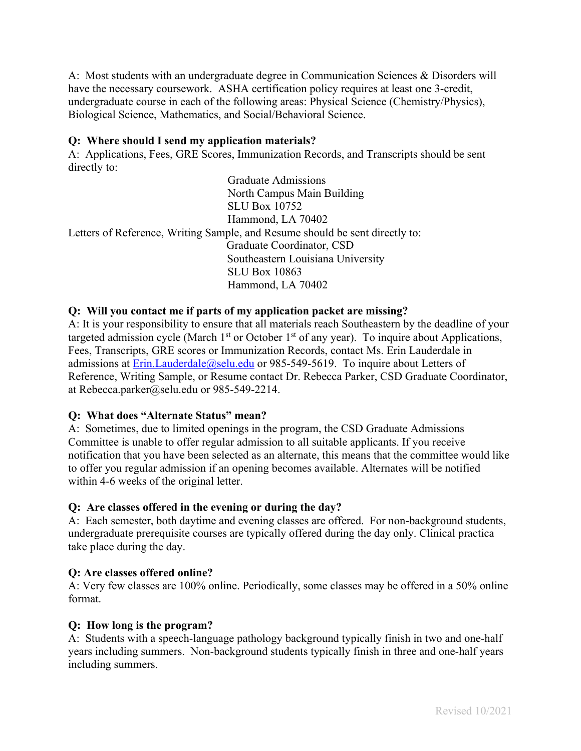A: Most students with an undergraduate degree in Communication Sciences & Disorders will have the necessary coursework. ASHA certification policy requires at least one 3-credit, undergraduate course in each of the following areas: Physical Science (Chemistry/Physics), Biological Science, Mathematics, and Social/Behavioral Science.

**Q: Where should I send my application materials?**

A: Applications, Fees, GRE Scores, Immunization Records, and Transcripts should be sent directly to:

Graduate Admissions
North Campus Main Building
SLU Box 10752
Hammond, LA 70402

Letters of Reference, Writing Sample, and Resume should be sent directly to:

Graduate Coordinator, CSD
Southeastern Louisiana University
SLU Box 10863
Hammond, LA 70402

**Q: Will you contact me if parts of my application packet are missing?**

A: It is your responsibility to ensure that all materials reach Southeastern by the deadline of your targeted admission cycle (March 1st or October 1st of any year). To inquire about Applications, Fees, Transcripts, GRE scores or Immunization Records, contact Ms. Erin Lauderdale in admissions at Erin.Lauderdale@selu.edu or 985-549-5619. To inquire about Letters of Reference, Writing Sample, or Resume contact Dr. Rebecca Parker, CSD Graduate Coordinator, at Rebecca.parker@selu.edu or 985-549-2214.

**Q: What does "Alternate Status" mean?**

A: Sometimes, due to limited openings in the program, the CSD Graduate Admissions Committee is unable to offer regular admission to all suitable applicants. If you receive notification that you have been selected as an alternate, this means that the committee would like to offer you regular admission if an opening becomes available. Alternates will be notified within 4-6 weeks of the original letter.

**Q: Are classes offered in the evening or during the day?**

A: Each semester, both daytime and evening classes are offered. For non-background students, undergraduate prerequisite courses are typically offered during the day only. Clinical practica take place during the day.

**Q: Are classes offered online?**

A: Very few classes are 100% online. Periodically, some classes may be offered in a 50% online format.

**Q: How long is the program?**

A: Students with a speech-language pathology background typically finish in two and one-half years including summers. Non-background students typically finish in three and one-half years including summers.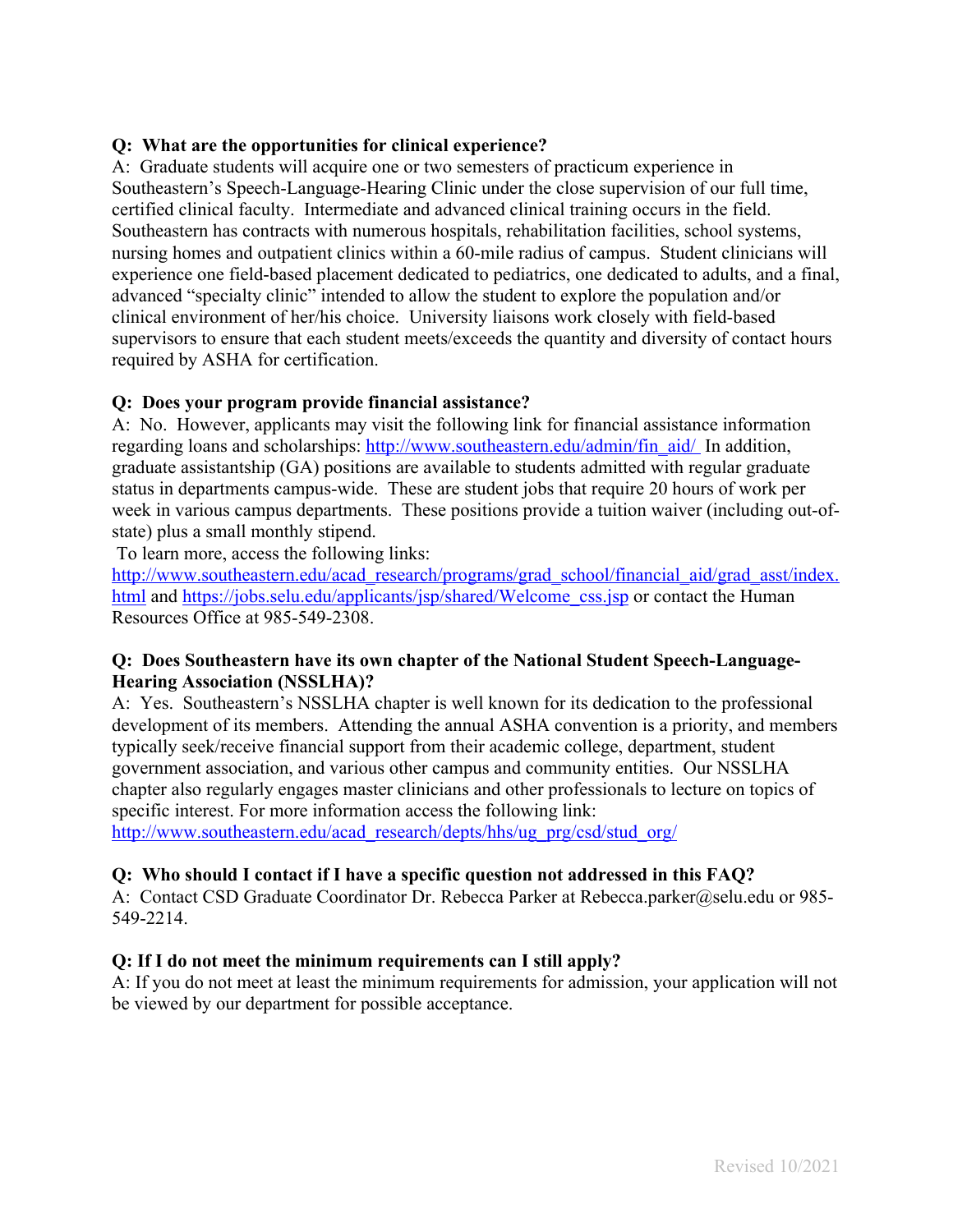**Q: What are the opportunities for clinical experience?**
A: Graduate students will acquire one or two semesters of practicum experience in Southeastern's Speech-Language-Hearing Clinic under the close supervision of our full time, certified clinical faculty. Intermediate and advanced clinical training occurs in the field. Southeastern has contracts with numerous hospitals, rehabilitation facilities, school systems, nursing homes and outpatient clinics within a 60-mile radius of campus. Student clinicians will experience one field-based placement dedicated to pediatrics, one dedicated to adults, and a final, advanced "specialty clinic" intended to allow the student to explore the population and/or clinical environment of her/his choice. University liaisons work closely with field-based supervisors to ensure that each student meets/exceeds the quantity and diversity of contact hours required by ASHA for certification.

**Q: Does your program provide financial assistance?**
A: No. However, applicants may visit the following link for financial assistance information regarding loans and scholarships: [http://www.southeastern.edu/admin/fin_aid/](http://www.southeastern.edu/admin/fin_aid/) In addition, graduate assistantship (GA) positions are available to students admitted with regular graduate status in departments campus-wide. These are student jobs that require 20 hours of work per week in various campus departments. These positions provide a tuition waiver (including out-of-state) plus a small monthly stipend.
To learn more, access the following links: [http://www.southeastern.edu/acad_research/programs/grad_school/financial_aid/grad_asst/index.html](http://www.southeastern.edu/acad_research/programs/grad_school/financial_aid/grad_asst/index.html) and [https://jobs.selu.edu/applicants/jsp/shared/Welcome_css.jsp](https://jobs.selu.edu/applicants/jsp/shared/Welcome_css.jsp) or contact the Human Resources Office at 985-549-2308.

**Q: Does Southeastern have its own chapter of the National Student Speech-Language-Hearing Association (NSSLHA)?**
A: Yes. Southeastern's NSSLHA chapter is well known for its dedication to the professional development of its members. Attending the annual ASHA convention is a priority, and members typically seek/receive financial support from their academic college, department, student government association, and various other campus and community entities. Our NSSLHA chapter also regularly engages master clinicians and other professionals to lecture on topics of specific interest. For more information access the following link: [http://www.southeastern.edu/acad_research/depts/hhs/ug_prg/csd/stud_org/](http://www.southeastern.edu/acad_research/depts/hhs/ug_prg/csd/stud_org/)

**Q: Who should I contact if I have a specific question not addressed in this FAQ?**
A: Contact CSD Graduate Coordinator Dr. Rebecca Parker at Rebecca.parker@selu.edu or 985-549-2214.

**Q: If I do not meet the minimum requirements can I still apply?**
A: If you do not meet at least the minimum requirements for admission, your application will not be viewed by our department for possible acceptance.

Revised 10/2021